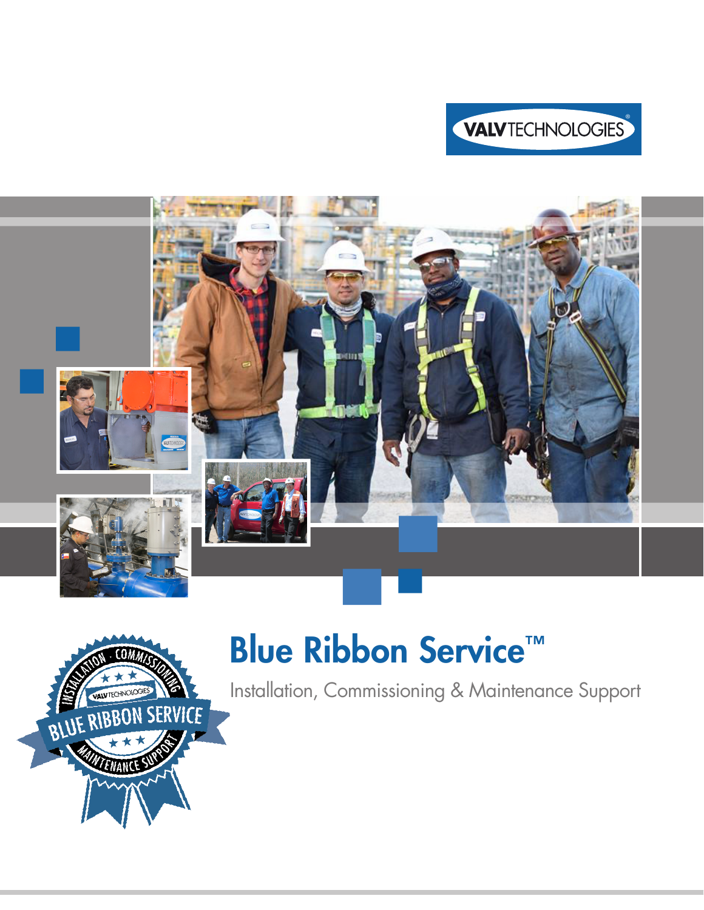VALVTECHNOLOGIES®

# Blue Ribbon Service™

Installation, Commissioning & Maintenance Support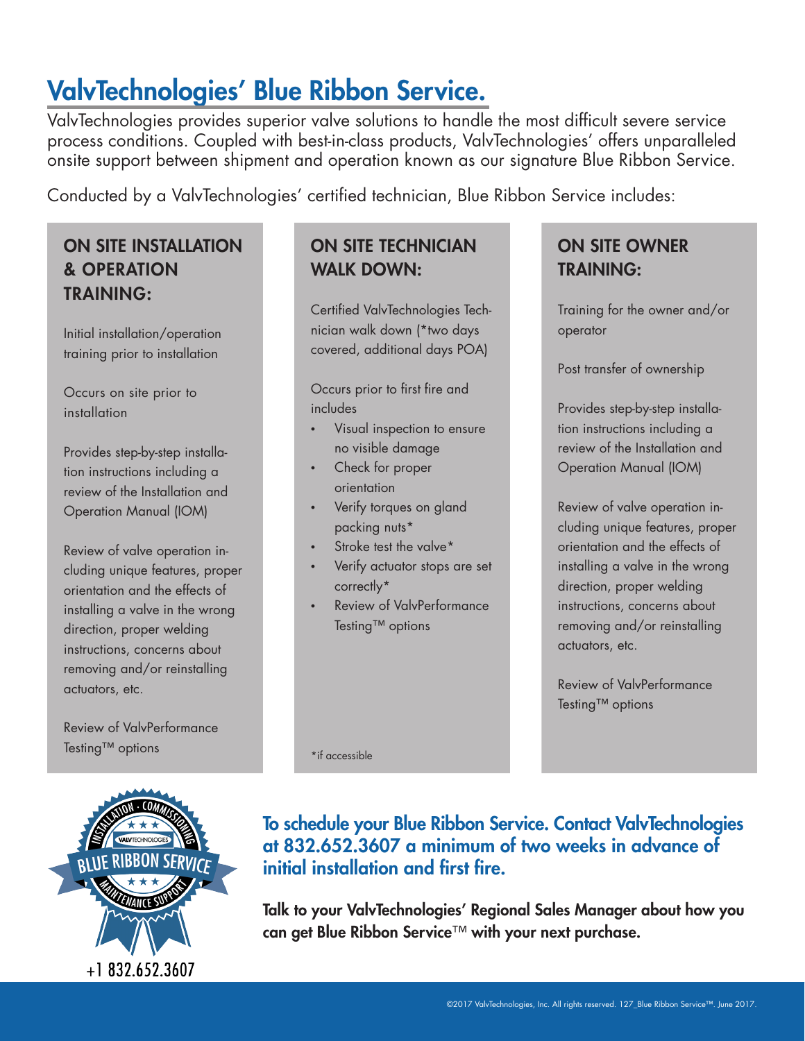# ValvTechnologies' Blue Ribbon Service.

ValvTechnologies provides superior valve solutions to handle the most difficult severe service process conditions. Coupled with best-in-class products, ValvTechnologies' offers unparalleled onsite support between shipment and operation known as our signature Blue Ribbon Service.

Conducted by a ValvTechnologies' certified technician, Blue Ribbon Service includes:

## ON SITE INSTALLATION & OPERATION TRAINING:

Initial installation/operation training prior to installation

Occurs on site prior to installation

Provides step-by-step installation instructions including a review of the Installation and Operation Manual (IOM)

Review of valve operation including unique features, proper orientation and the effects of installing a valve in the wrong direction, proper welding instructions, concerns about removing and/or reinstalling actuators, etc.

Review of ValvPerformance Testing™ options

## ON SITE TECHNICIAN WALK DOWN:

Certified ValvTechnologies Technician walk down (*two days covered, additional days POA)

Occurs prior to first fire and includes

- Visual inspection to ensure no visible damage
- Check for proper orientation
- Verify torques on gland packing nuts*
- Stroke test the valve*
- Verify actuator stops are set correctly*
- Review of ValvPerformance Testing™ options

*if accessible

## ON SITE OWNER TRAINING:

Training for the owner and/or operator

Post transfer of ownership

Provides step-by-step installation instructions including a review of the Installation and Operation Manual (IOM)

Review of valve operation including unique features, proper orientation and the effects of installing a valve in the wrong direction, proper welding instructions, concerns about removing and/or reinstalling actuators, etc.

Review of ValvPerformance Testing™ options

INSTALLATION · COMMISSIONING
VALVTECHNOLOGIES
BLUE RIBBON SERVICE
MAINTENANCE SUPPORT
+1 832.652.3607

**To schedule your Blue Ribbon Service. Contact ValvTechnologies at 832.652.3607 a minimum of two weeks in advance of initial installation and first fire.**

**Talk to your ValvTechnologies' Regional Sales Manager about how you can get Blue Ribbon Service™ with your next purchase.**

©2017 ValvTechnologies, Inc. All rights reserved. 127_Blue Ribbon Service™. June 2017.